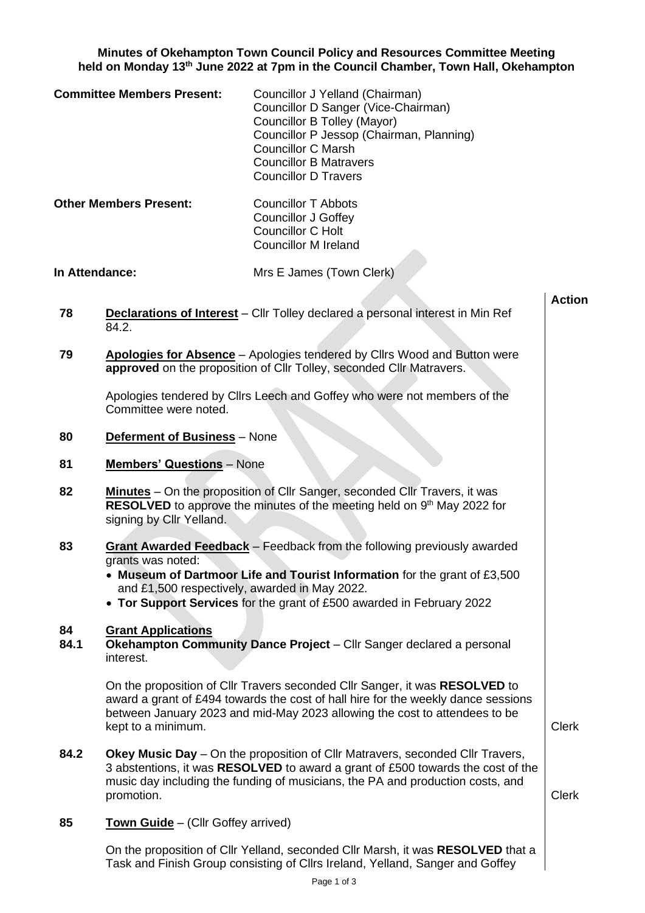**Minutes of Okehampton Town Council Policy and Resources Committee Meeting held on Monday 13th June 2022 at 7pm in the Council Chamber, Town Hall, Okehampton**

| | |
|---|---|
| **Committee Members Present:** | Councillor J Yelland (Chairman)<br>Councillor D Sanger (Vice-Chairman)<br>Councillor B Tolley (Mayor)<br>Councillor P Jessop (Chairman, Planning)<br>Councillor C Marsh<br>Councillor B Matravers<br>Councillor D Travers |
| **Other Members Present:** | Councillor T Abbots<br>Councillor J Goffey<br>Councillor C Holt<br>Councillor M Ireland |
| **In Attendance:** | Mrs E James (Town Clerk) |

| | | **Action** |
|---|---|---|
| **78** | **Declarations of Interest** – Cllr Tolley declared a personal interest in Min Ref 84.2. | |
| **79** | **Apologies for Absence** – Apologies tendered by Cllrs Wood and Button were **approved** on the proposition of Cllr Tolley, seconded Cllr Matravers.<br><br>Apologies tendered by Cllrs Leech and Goffey who were not members of the Committee were noted. | |
| **80** | **Deferment of Business** – None | |
| **81** | **Members' Questions** – None | |
| **82** | **Minutes** – On the proposition of Cllr Sanger, seconded Cllr Travers, it was **RESOLVED** to approve the minutes of the meeting held on 9th May 2022 for signing by Cllr Yelland. | |
| **83** | **Grant Awarded Feedback** – Feedback from the following previously awarded grants was noted:<br>• **Museum of Dartmoor Life and Tourist Information** for the grant of £3,500 and £1,500 respectively, awarded in May 2022.<br>• **Tor Support Services** for the grant of £500 awarded in February 2022 | |
| **84** | **Grant Applications** | |
| **84.1** | **Okehampton Community Dance Project** – Cllr Sanger declared a personal interest.<br><br>On the proposition of Cllr Travers seconded Cllr Sanger, it was **RESOLVED** to award a grant of £494 towards the cost of hall hire for the weekly dance sessions between January 2023 and mid-May 2023 allowing the cost to attendees to be kept to a minimum. | Clerk |
| **84.2** | **Okey Music Day** – On the proposition of Cllr Matravers, seconded Cllr Travers, 3 abstentions, it was **RESOLVED** to award a grant of £500 towards the cost of the music day including the funding of musicians, the PA and production costs, and promotion. | Clerk |
| **85** | **Town Guide** – (Cllr Goffey arrived)<br><br>On the proposition of Cllr Yelland, seconded Cllr Marsh, it was **RESOLVED** that a Task and Finish Group consisting of Cllrs Ireland, Yelland, Sanger and Goffey | |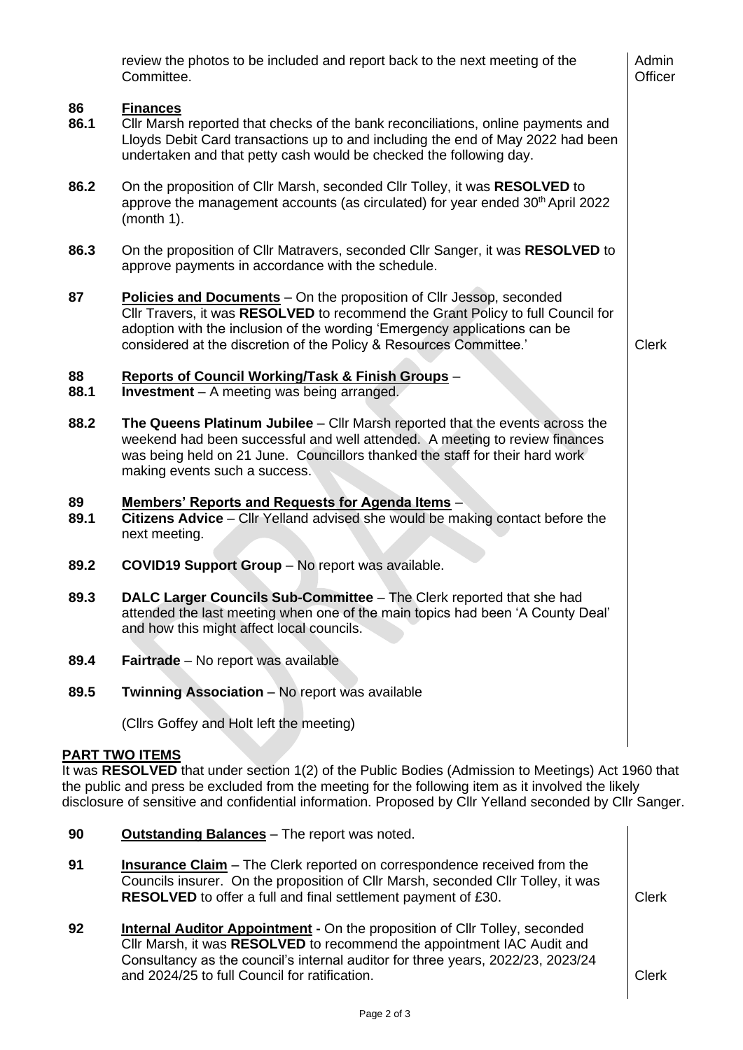review the photos to be included and report back to the next meeting of the Committee. — Admin Officer

**86** **Finances**

**86.1** Cllr Marsh reported that checks of the bank reconciliations, online payments and Lloyds Debit Card transactions up to and including the end of May 2022 had been undertaken and that petty cash would be checked the following day.

**86.2** On the proposition of Cllr Marsh, seconded Cllr Tolley, it was **RESOLVED** to approve the management accounts (as circulated) for year ended 30th April 2022 (month 1).

**86.3** On the proposition of Cllr Matravers, seconded Cllr Sanger, it was **RESOLVED** to approve payments in accordance with the schedule.

**87** **Policies and Documents** – On the proposition of Cllr Jessop, seconded Cllr Travers, it was **RESOLVED** to recommend the Grant Policy to full Council for adoption with the inclusion of the wording 'Emergency applications can be considered at the discretion of the Policy & Resources Committee.' — Clerk

**88** **Reports of Council Working/Task & Finish Groups** –

**88.1** **Investment** – A meeting was being arranged.

**88.2** **The Queens Platinum Jubilee** – Cllr Marsh reported that the events across the weekend had been successful and well attended. A meeting to review finances was being held on 21 June. Councillors thanked the staff for their hard work making events such a success.

**89** **Members' Reports and Requests for Agenda Items** –

**89.1** **Citizens Advice** – Cllr Yelland advised she would be making contact before the next meeting.

**89.2** **COVID19 Support Group** – No report was available.

**89.3** **DALC Larger Councils Sub-Committee** – The Clerk reported that she had attended the last meeting when one of the main topics had been 'A County Deal' and how this might affect local councils.

**89.4** **Fairtrade** – No report was available

**89.5** **Twinning Association** – No report was available

(Cllrs Goffey and Holt left the meeting)

**PART TWO ITEMS**

It was **RESOLVED** that under section 1(2) of the Public Bodies (Admission to Meetings) Act 1960 that the public and press be excluded from the meeting for the following item as it involved the likely disclosure of sensitive and confidential information. Proposed by Cllr Yelland seconded by Cllr Sanger.

**90** **Outstanding Balances** – The report was noted.

**91** **Insurance Claim** – The Clerk reported on correspondence received from the Councils insurer. On the proposition of Cllr Marsh, seconded Cllr Tolley, it was **RESOLVED** to offer a full and final settlement payment of £30. — Clerk

**92** **Internal Auditor Appointment -** On the proposition of Cllr Tolley, seconded Cllr Marsh, it was **RESOLVED** to recommend the appointment IAC Audit and Consultancy as the council's internal auditor for three years, 2022/23, 2023/24 and 2024/25 to full Council for ratification. — Clerk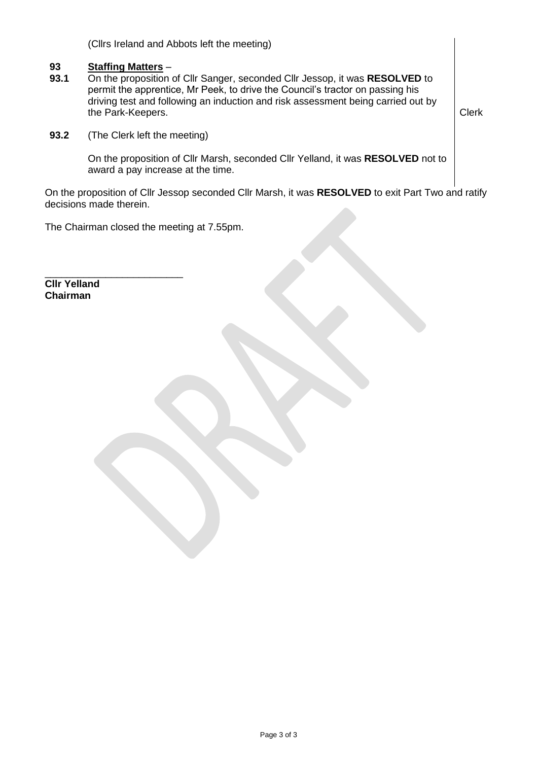(Cllrs Ireland and Abbots left the meeting)

**93** **Staffing Matters** –

**93.1** On the proposition of Cllr Sanger, seconded Cllr Jessop, it was **RESOLVED** to permit the apprentice, Mr Peek, to drive the Council's tractor on passing his driving test and following an induction and risk assessment being carried out by the Park-Keepers. — Clerk

**93.2** (The Clerk left the meeting)

On the proposition of Cllr Marsh, seconded Cllr Yelland, it was **RESOLVED** not to award a pay increase at the time.

On the proposition of Cllr Jessop seconded Cllr Marsh, it was **RESOLVED** to exit Part Two and ratify decisions made therein.

The Chairman closed the meeting at 7.55pm.

\_\_\_\_\_\_\_\_\_\_\_\_\_\_\_\_\_\_\_\_\_\_\_\_\_\_

**Cllr Yelland**
**Chairman**